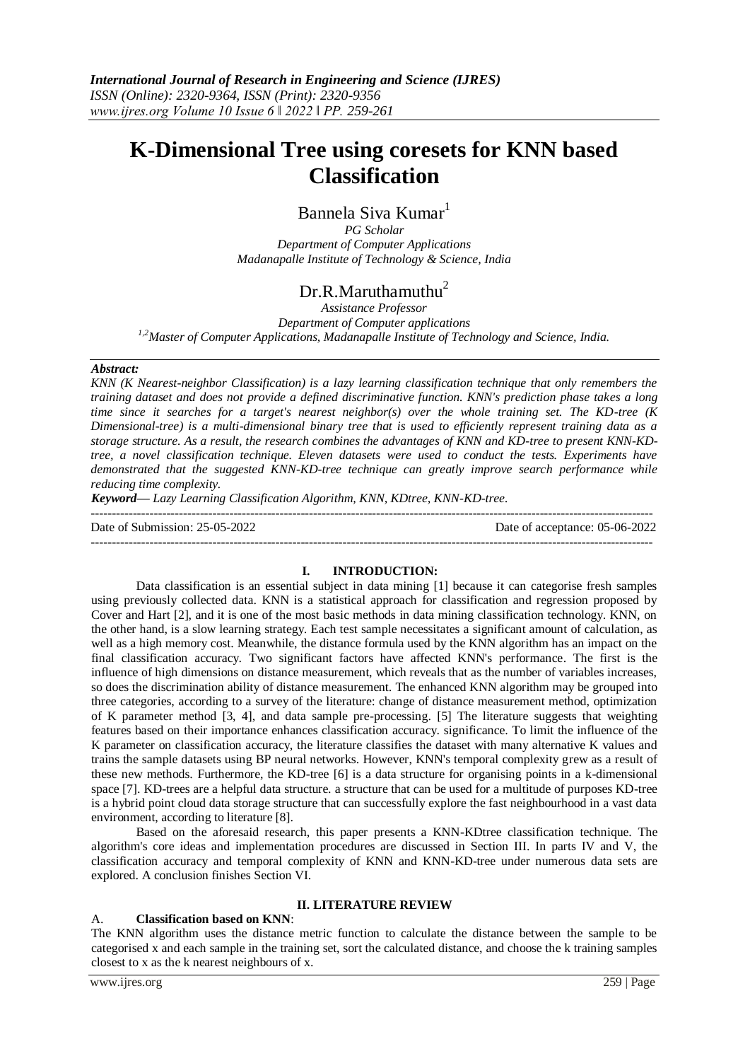# K-Dimensional Tree using coresets for KNN based Classification

Bannela Siva Kumar[1]

*PG Scholar*
*Department of Computer Applications*
*Madanapalle Institute of Technology & Science, India*

Dr.R.Maruthamuthu[2]

*Assistance Professor*
*Department of Computer applications*
*[1,2]Master of Computer Applications, Madanapalle Institute of Technology and Science, India.*

***Abstract:***

*KNN (K Nearest-neighbor Classification) is a lazy learning classification technique that only remembers the training dataset and does not provide a defined discriminative function. KNN's prediction phase takes a long time since it searches for a target's nearest neighbor(s) over the whole training set. The KD-tree (K Dimensional-tree) is a multi-dimensional binary tree that is used to efficiently represent training data as a storage structure. As a result, the research combines the advantages of KNN and KD-tree to present KNN-KD-tree, a novel classification technique. Eleven datasets were used to conduct the tests. Experiments have demonstrated that the suggested KNN-KD-tree technique can greatly improve search performance while reducing time complexity.*

***Keyword—*** *Lazy Learning Classification Algorithm, KNN, KDtree, KNN-KD-tree.*

---

Date of Submission: 25-05-2022 Date of acceptance: 05-06-2022

---

## I. INTRODUCTION:

Data classification is an essential subject in data mining [1] because it can categorise fresh samples using previously collected data. KNN is a statistical approach for classification and regression proposed by Cover and Hart [2], and it is one of the most basic methods in data mining classification technology. KNN, on the other hand, is a slow learning strategy. Each test sample necessitates a significant amount of calculation, as well as a high memory cost. Meanwhile, the distance formula used by the KNN algorithm has an impact on the final classification accuracy. Two significant factors have affected KNN's performance. The first is the influence of high dimensions on distance measurement, which reveals that as the number of variables increases, so does the discrimination ability of distance measurement. The enhanced KNN algorithm may be grouped into three categories, according to a survey of the literature: change of distance measurement method, optimization of K parameter method [3, 4], and data sample pre-processing. [5] The literature suggests that weighting features based on their importance enhances classification accuracy. significance. To limit the influence of the K parameter on classification accuracy, the literature classifies the dataset with many alternative K values and trains the sample datasets using BP neural networks. However, KNN's temporal complexity grew as a result of these new methods. Furthermore, the KD-tree [6] is a data structure for organising points in a k-dimensional space [7]. KD-trees are a helpful data structure. a structure that can be used for a multitude of purposes KD-tree is a hybrid point cloud data storage structure that can successfully explore the fast neighbourhood in a vast data environment, according to literature [8].

Based on the aforesaid research, this paper presents a KNN-KDtree classification technique. The algorithm's core ideas and implementation procedures are discussed in Section III. In parts IV and V, the classification accuracy and temporal complexity of KNN and KNN-KD-tree under numerous data sets are explored. A conclusion finishes Section VI.

## II. LITERATURE REVIEW

### A. Classification based on KNN:

The KNN algorithm uses the distance metric function to calculate the distance between the sample to be categorised x and each sample in the training set, sort the calculated distance, and choose the k training samples closest to x as the k nearest neighbours of x.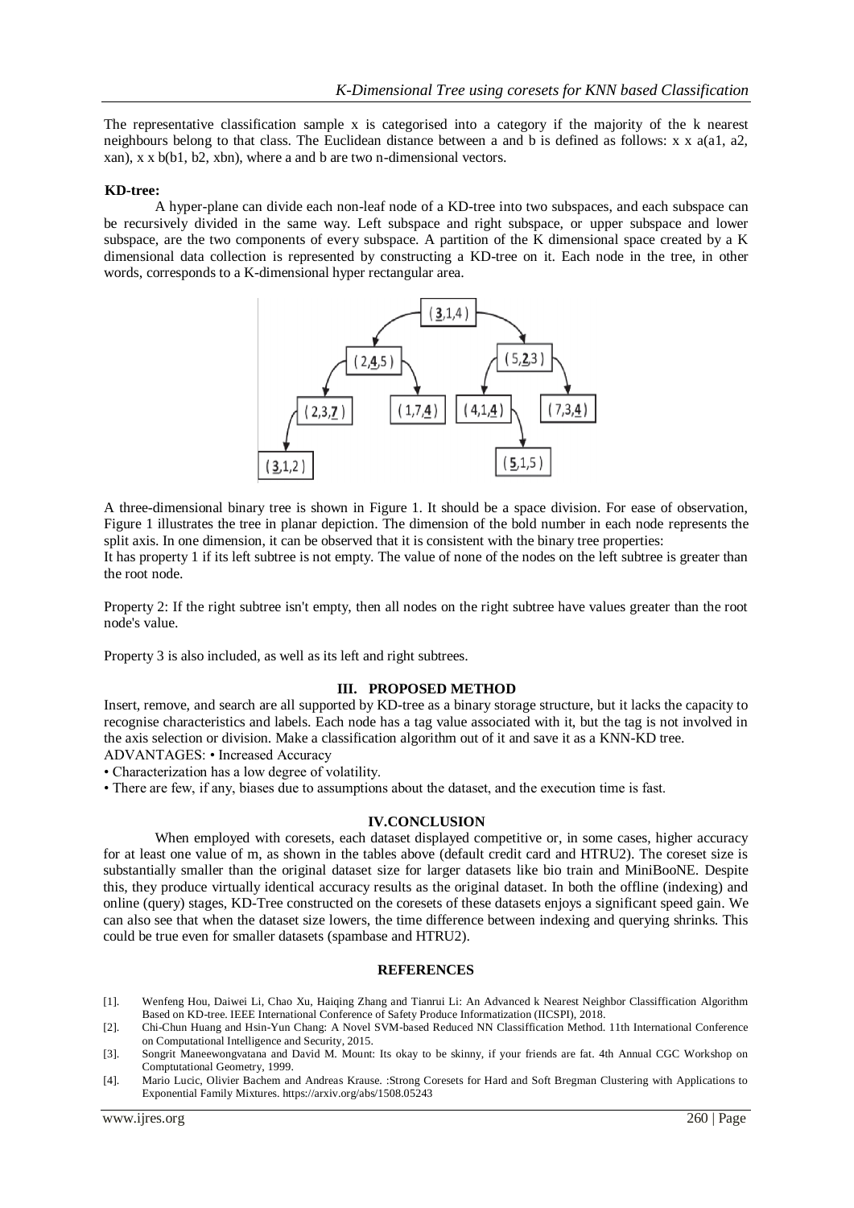The representative classification sample x is categorised into a category if the majority of the k nearest neighbours belong to that class. The Euclidean distance between a and b is defined as follows: x x a(a1, a2, xan), x x b(b1, b2, xbn), where a and b are two n-dimensional vectors.

**KD-tree:**

A hyper-plane can divide each non-leaf node of a KD-tree into two subspaces, and each subspace can be recursively divided in the same way. Left subspace and right subspace, or upper subspace and lower subspace, are the two components of every subspace. A partition of the K dimensional space created by a K dimensional data collection is represented by constructing a KD-tree on it. Each node in the tree, in other words, corresponds to a K-dimensional hyper rectangular area.

(3,1,4)
(2,4,5)
(5,2,3)
(2,3,7)
(1,7,4)
(4,1,4)
(7,3,4)
(3,1,2)
(5,1,5)

A three-dimensional binary tree is shown in Figure 1. It should be a space division. For ease of observation, Figure 1 illustrates the tree in planar depiction. The dimension of the bold number in each node represents the split axis. In one dimension, it can be observed that it is consistent with the binary tree properties:

It has property 1 if its left subtree is not empty. The value of none of the nodes on the left subtree is greater than the root node.

Property 2: If the right subtree isn't empty, then all nodes on the right subtree have values greater than the root node's value.

Property 3 is also included, as well as its left and right subtrees.

## III. PROPOSED METHOD

Insert, remove, and search are all supported by KD-tree as a binary storage structure, but it lacks the capacity to recognise characteristics and labels. Each node has a tag value associated with it, but the tag is not involved in the axis selection or division. Make a classification algorithm out of it and save it as a KNN-KD tree.

ADVANTAGES: • Increased Accuracy

• Characterization has a low degree of volatility.

• There are few, if any, biases due to assumptions about the dataset, and the execution time is fast.

## IV.CONCLUSION

When employed with coresets, each dataset displayed competitive or, in some cases, higher accuracy for at least one value of m, as shown in the tables above (default credit card and HTRU2). The coreset size is substantially smaller than the original dataset size for larger datasets like bio train and MiniBooNE. Despite this, they produce virtually identical accuracy results as the original dataset. In both the offline (indexing) and online (query) stages, KD-Tree constructed on the coresets of these datasets enjoys a significant speed gain. We can also see that when the dataset size lowers, the time difference between indexing and querying shrinks. This could be true even for smaller datasets (spambase and HTRU2).

## REFERENCES

[1]. Wenfeng Hou, Daiwei Li, Chao Xu, Haiqing Zhang and Tianrui Li: An Advanced k Nearest Neighbor Classiffication Algorithm Based on KD-tree. IEEE International Conference of Safety Produce Informatization (IICSPI), 2018.

[2]. Chi-Chun Huang and Hsin-Yun Chang: A Novel SVM-based Reduced NN Classiffication Method. 11th International Conference on Computational Intelligence and Security, 2015.

[3]. Songrit Maneewongvatana and David M. Mount: Its okay to be skinny, if your friends are fat. 4th Annual CGC Workshop on Comptutational Geometry, 1999.

[4]. Mario Lucic, Olivier Bachem and Andreas Krause. :Strong Coresets for Hard and Soft Bregman Clustering with Applications to Exponential Family Mixtures. https://arxiv.org/abs/1508.05243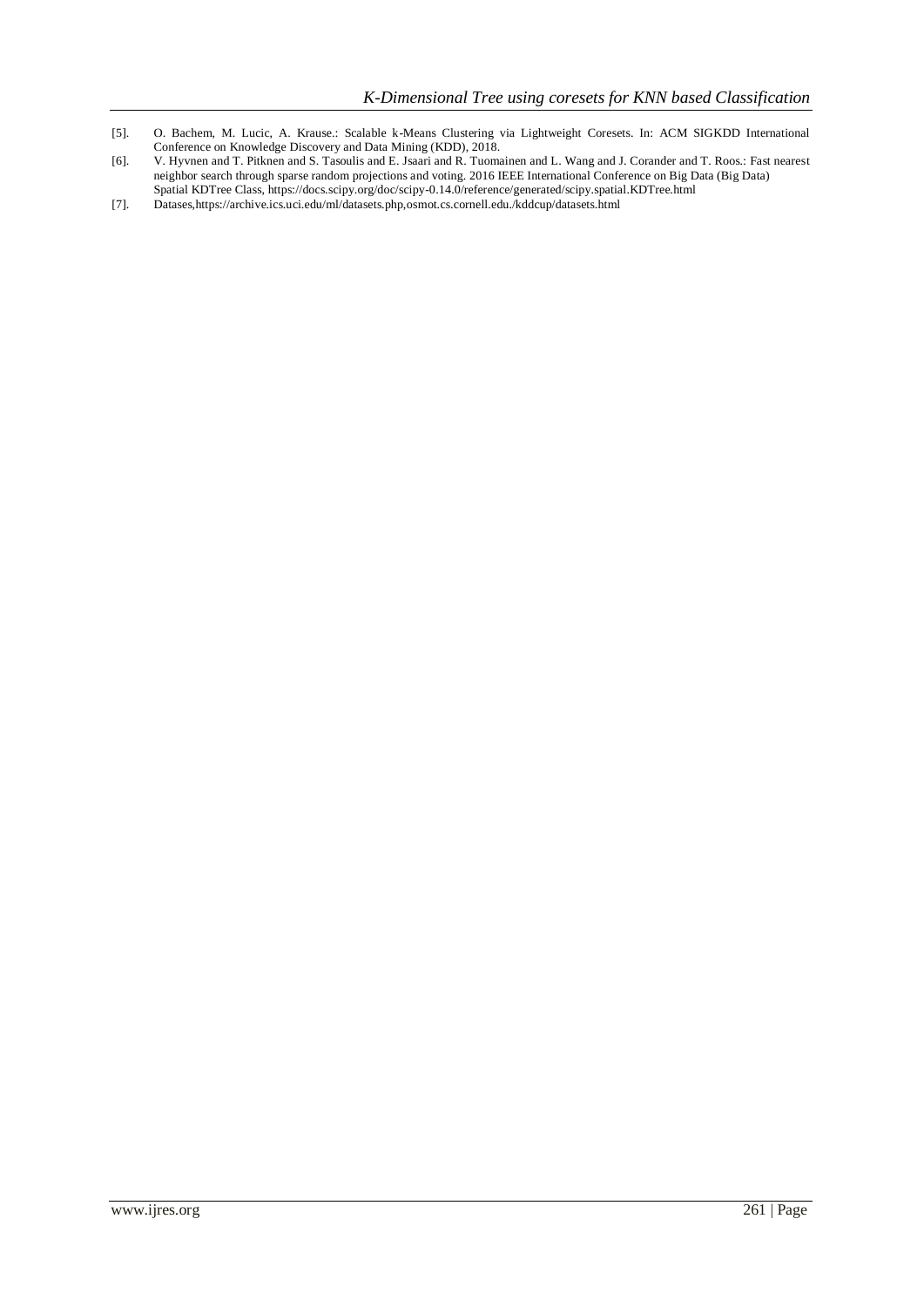[5]. O. Bachem, M. Lucic, A. Krause.: Scalable k-Means Clustering via Lightweight Coresets. In: ACM SIGKDD International Conference on Knowledge Discovery and Data Mining (KDD), 2018.

[6]. V. Hyvnen and T. Pitknen and S. Tasoulis and E. Jsaari and R. Tuomainen and L. Wang and J. Corander and T. Roos.: Fast nearest neighbor search through sparse random projections and voting. 2016 IEEE International Conference on Big Data (Big Data) Spatial KDTree Class, https://docs.scipy.org/doc/scipy-0.14.0/reference/generated/scipy.spatial.KDTree.html

[7]. Datases,https://archive.ics.uci.edu/ml/datasets.php,osmot.cs.cornell.edu./kddcup/datasets.html